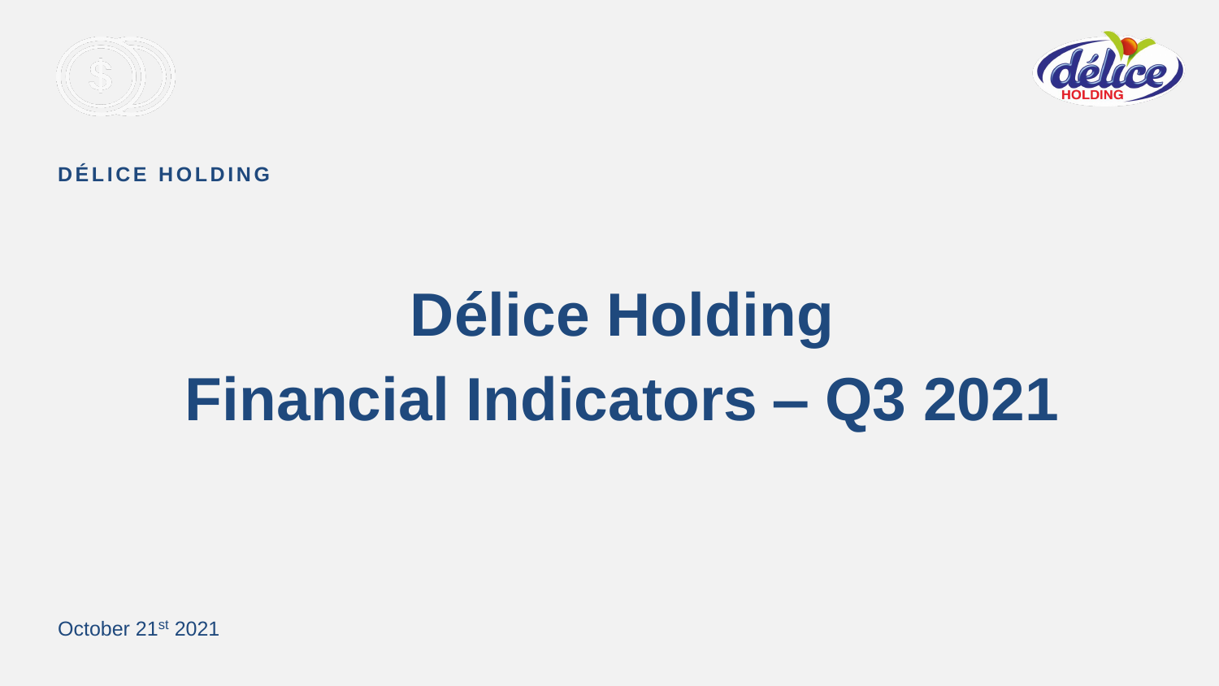**DÉLICE HOLDING**

# Délice Holding
# Financial Indicators – Q3 2021

October 21st 2021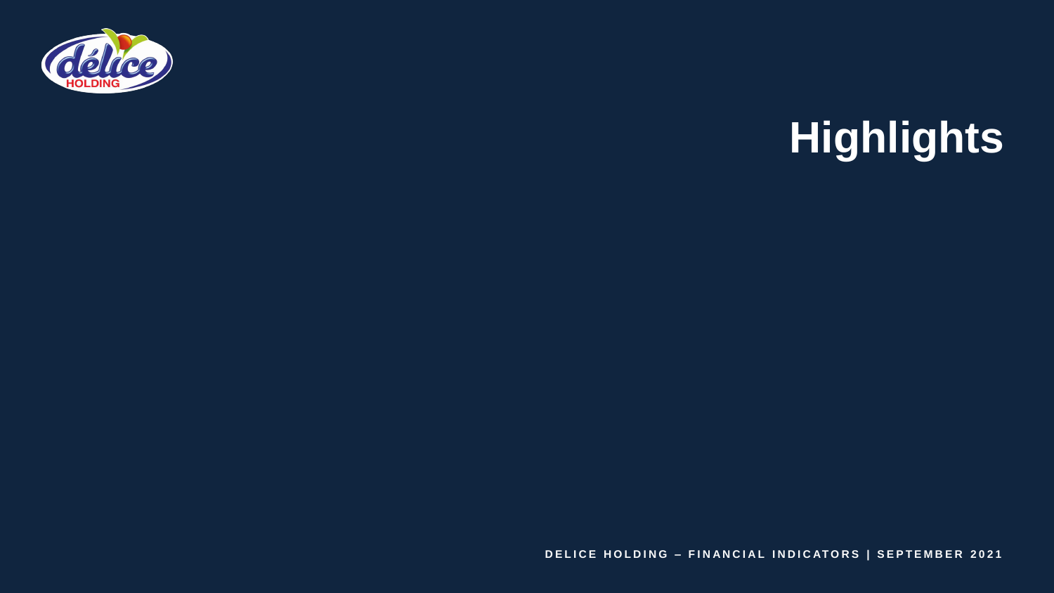# Highlights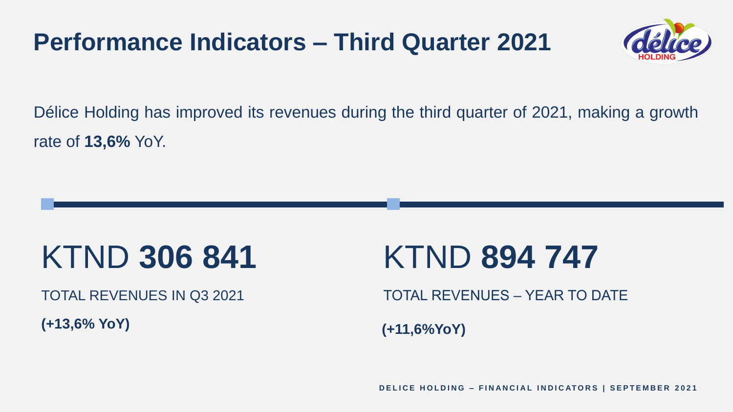# Performance Indicators – Third Quarter 2021

Délice Holding has improved its revenues during the third quarter of 2021, making a growth rate of **13,6%** YoY.

KTND **306 841**

TOTAL REVENUES IN Q3 2021

**(+13,6% YoY)**

KTND **894 747**

TOTAL REVENUES – YEAR TO DATE

**(+11,6%YoY)**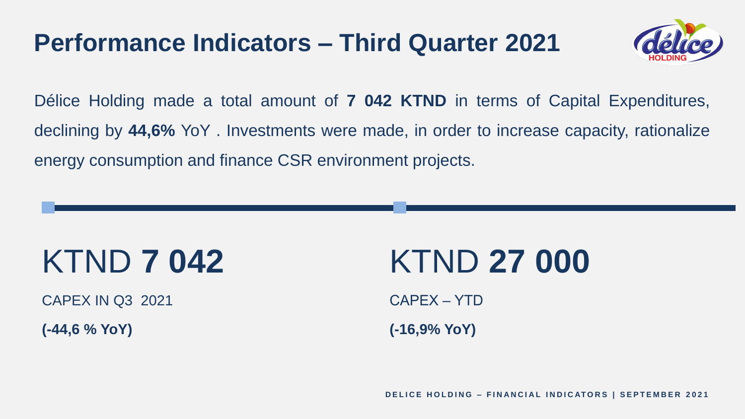# Performance Indicators – Third Quarter 2021

Délice Holding made a total amount of **7 042 KTND** in terms of Capital Expenditures, declining by **44,6%** YoY . Investments were made, in order to increase capacity, rationalize energy consumption and finance CSR environment projects.

KTND **7 042**

CAPEX IN Q3 2021

**(-44,6 % YoY)**

KTND **27 000**

CAPEX – YTD

**(-16,9% YoY)**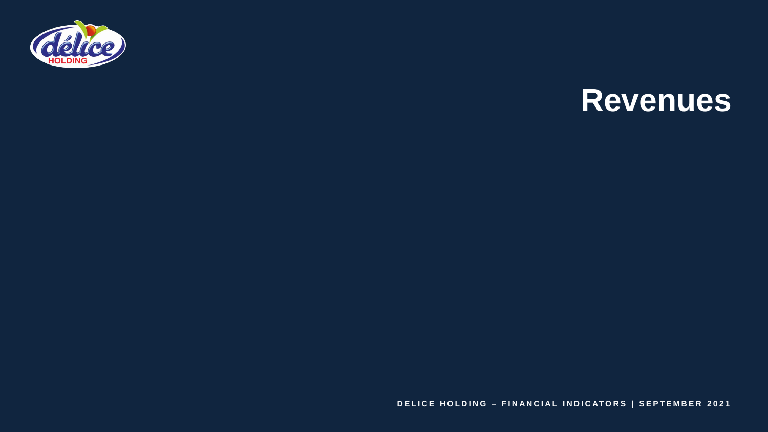# Revenues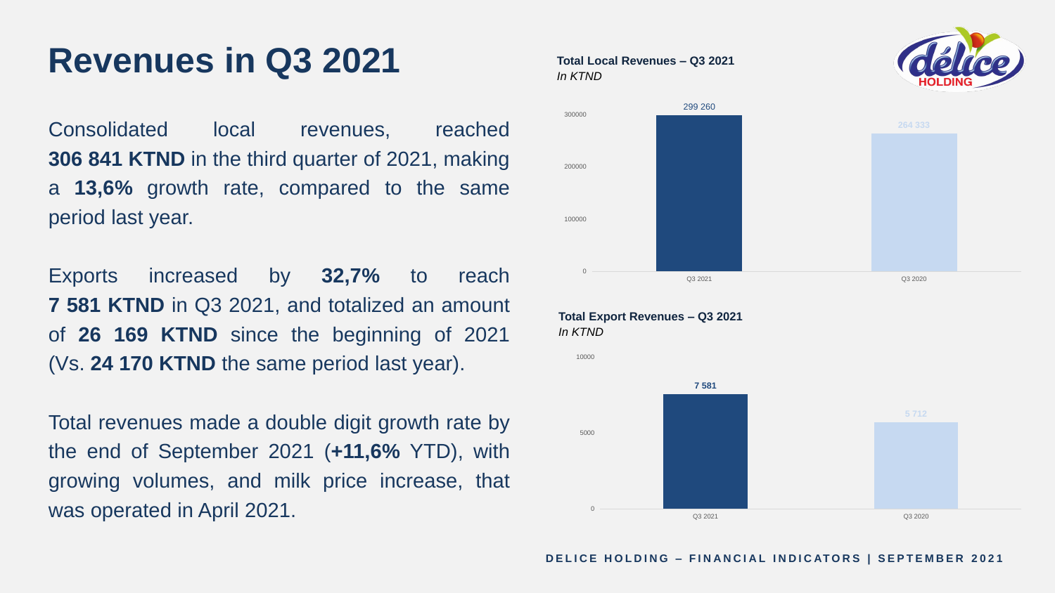# Revenues in Q3 2021

Consolidated local revenues, reached **306 841 KTND** in the third quarter of 2021, making a **13,6%** growth rate, compared to the same period last year.

Exports increased by **32,7%** to reach **7 581 KTND** in Q3 2021, and totalized an amount of **26 169 KTND** since the beginning of 2021 (Vs. **24 170 KTND** the same period last year).

Total revenues made a double digit growth rate by the end of September 2021 (**+11,6%** YTD), with growing volumes, and milk price increase, that was operated in April 2021.

**Total Local Revenues – Q3 2021**
*In KTND*

| Period | Value |
|---|---|
| Q3 2021 | 299 260 |
| Q3 2020 | 264 333 |

**Total Export Revenues – Q3 2021**
*In KTND*

| Period | Value |
|---|---|
| Q3 2021 | 7 581 |
| Q3 2020 | 5 712 |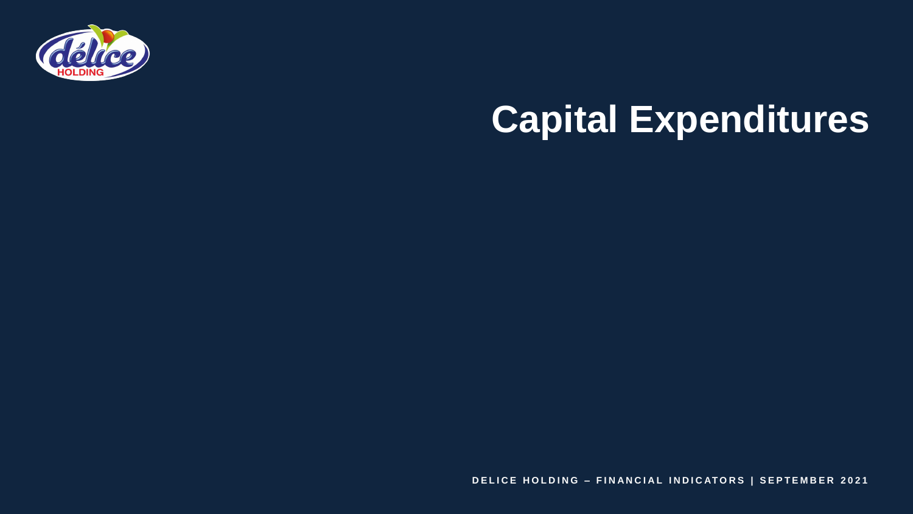# Capital Expenditures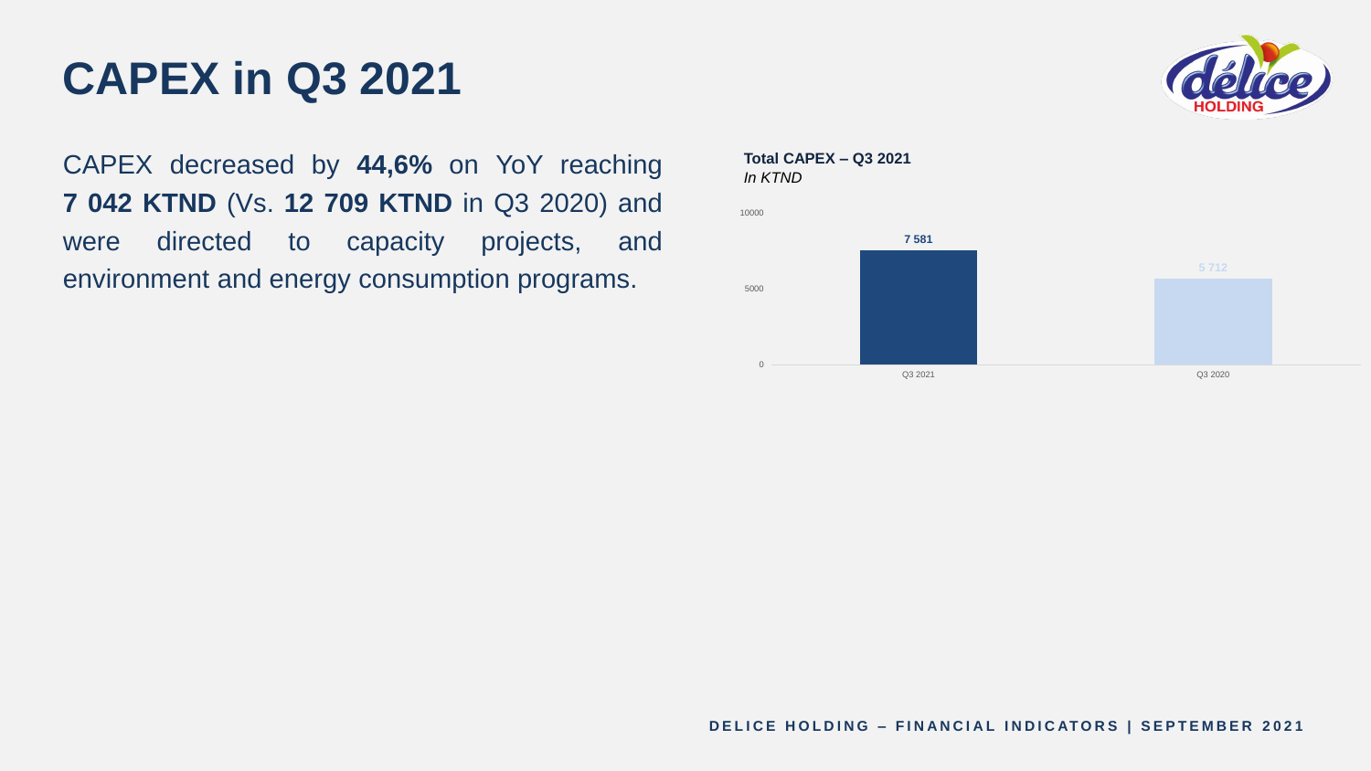# CAPEX in Q3 2021

CAPEX decreased by **44,6%** on YoY reaching **7 042 KTND** (Vs. **12 709 KTND** in Q3 2020) and were directed to capacity projects, and environment and energy consumption programs.

**Total CAPEX – Q3 2021**
*In KTND*

| | Q3 2021 | Q3 2020 |
|---|---|---|
| Total CAPEX | 7 581 | 5 712 |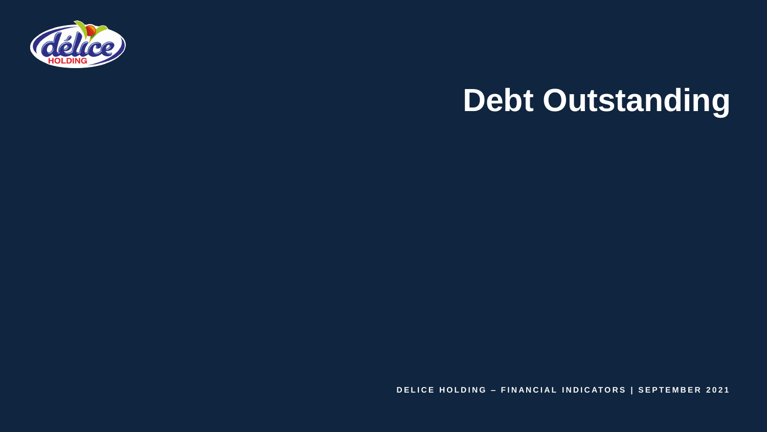# Debt Outstanding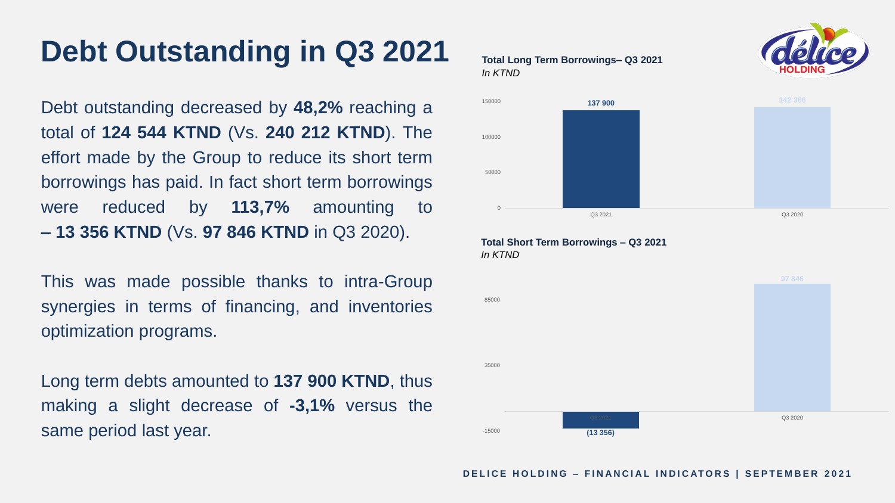# Debt Outstanding in Q3 2021

Debt outstanding decreased by **48,2%** reaching a total of **124 544 KTND** (Vs. **240 212 KTND**). The effort made by the Group to reduce its short term borrowings has paid. In fact short term borrowings were reduced by **113,7%** amounting to **– 13 356 KTND** (Vs. **97 846 KTND** in Q3 2020).

This was made possible thanks to intra-Group synergies in terms of financing, and inventories optimization programs.

Long term debts amounted to **137 900 KTND**, thus making a slight decrease of **-3,1%** versus the same period last year.

**Total Long Term Borrowings– Q3 2021**
*In KTND*

| | Q3 2021 | Q3 2020 |
|---|---|---|
| Total Long Term Borrowings | 137 900 | 142 366 |

**Total Short Term Borrowings – Q3 2021**
*In KTND*

| | Q3 2021 | Q3 2020 |
|---|---|---|
| Total Short Term Borrowings | (13 356) | 97 846 |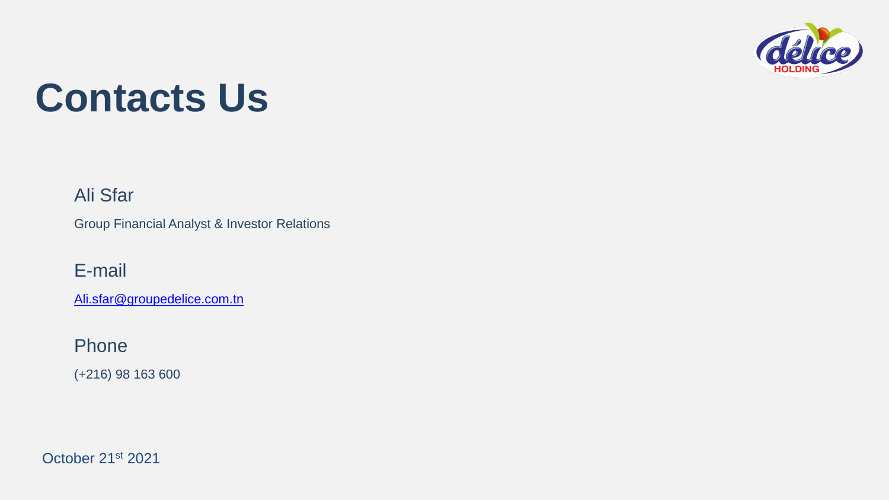# Contacts Us

Ali Sfar

Group Financial Analyst & Investor Relations

E-mail

Ali.sfar@groupedelice.com.tn

Phone

(+216) 98 163 600

October 21st 2021